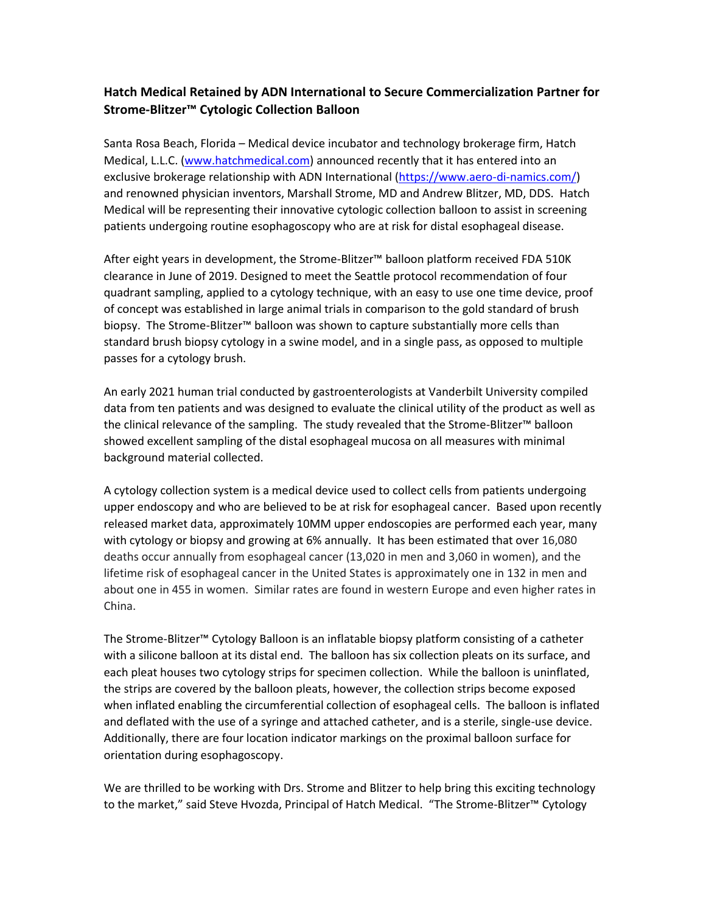**Hatch Medical Retained by ADN International to Secure Commercialization Partner for Strome-Blitzer™ Cytologic Collection Balloon**

Santa Rosa Beach, Florida – Medical device incubator and technology brokerage firm, Hatch Medical, L.L.C. (www.hatchmedical.com) announced recently that it has entered into an exclusive brokerage relationship with ADN International (https://www.aero-di-namics.com/) and renowned physician inventors, Marshall Strome, MD and Andrew Blitzer, MD, DDS. Hatch Medical will be representing their innovative cytologic collection balloon to assist in screening patients undergoing routine esophagoscopy who are at risk for distal esophageal disease.

After eight years in development, the Strome-Blitzer™ balloon platform received FDA 510K clearance in June of 2019. Designed to meet the Seattle protocol recommendation of four quadrant sampling, applied to a cytology technique, with an easy to use one time device, proof of concept was established in large animal trials in comparison to the gold standard of brush biopsy. The Strome-Blitzer™ balloon was shown to capture substantially more cells than standard brush biopsy cytology in a swine model, and in a single pass, as opposed to multiple passes for a cytology brush.

An early 2021 human trial conducted by gastroenterologists at Vanderbilt University compiled data from ten patients and was designed to evaluate the clinical utility of the product as well as the clinical relevance of the sampling. The study revealed that the Strome-Blitzer™ balloon showed excellent sampling of the distal esophageal mucosa on all measures with minimal background material collected.

A cytology collection system is a medical device used to collect cells from patients undergoing upper endoscopy and who are believed to be at risk for esophageal cancer. Based upon recently released market data, approximately 10MM upper endoscopies are performed each year, many with cytology or biopsy and growing at 6% annually. It has been estimated that over 16,080 deaths occur annually from esophageal cancer (13,020 in men and 3,060 in women), and the lifetime risk of esophageal cancer in the United States is approximately one in 132 in men and about one in 455 in women. Similar rates are found in western Europe and even higher rates in China.

The Strome-Blitzer™ Cytology Balloon is an inflatable biopsy platform consisting of a catheter with a silicone balloon at its distal end. The balloon has six collection pleats on its surface, and each pleat houses two cytology strips for specimen collection. While the balloon is uninflated, the strips are covered by the balloon pleats, however, the collection strips become exposed when inflated enabling the circumferential collection of esophageal cells. The balloon is inflated and deflated with the use of a syringe and attached catheter, and is a sterile, single-use device. Additionally, there are four location indicator markings on the proximal balloon surface for orientation during esophagoscopy.

We are thrilled to be working with Drs. Strome and Blitzer to help bring this exciting technology to the market," said Steve Hvozda, Principal of Hatch Medical. "The Strome-Blitzer™ Cytology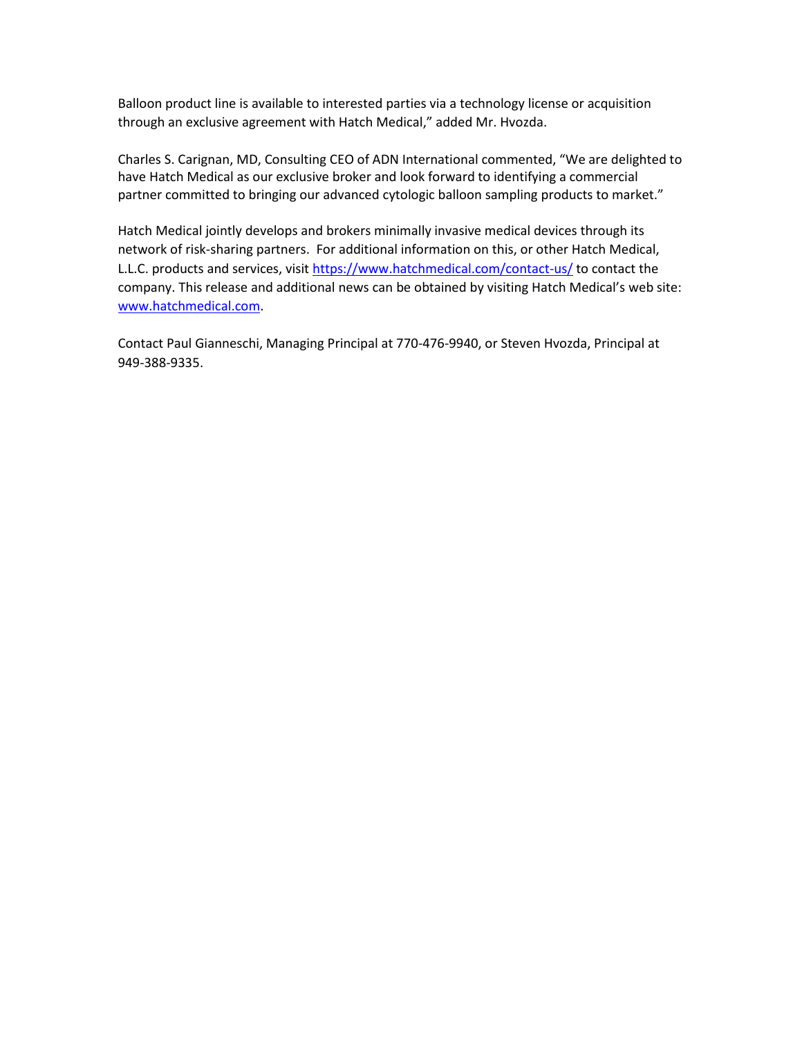Balloon product line is available to interested parties via a technology license or acquisition through an exclusive agreement with Hatch Medical," added Mr. Hvozda.

Charles S. Carignan, MD, Consulting CEO of ADN International commented, "We are delighted to have Hatch Medical as our exclusive broker and look forward to identifying a commercial partner committed to bringing our advanced cytologic balloon sampling products to market."

Hatch Medical jointly develops and brokers minimally invasive medical devices through its network of risk-sharing partners. For additional information on this, or other Hatch Medical, L.L.C. products and services, visit [https://www.hatchmedical.com/contact-us/](https://www.hatchmedical.com/contact-us/) to contact the company. This release and additional news can be obtained by visiting Hatch Medical's web site: [www.hatchmedical.com](www.hatchmedical.com).

Contact Paul Gianneschi, Managing Principal at 770-476-9940, or Steven Hvozda, Principal at 949-388-9335.